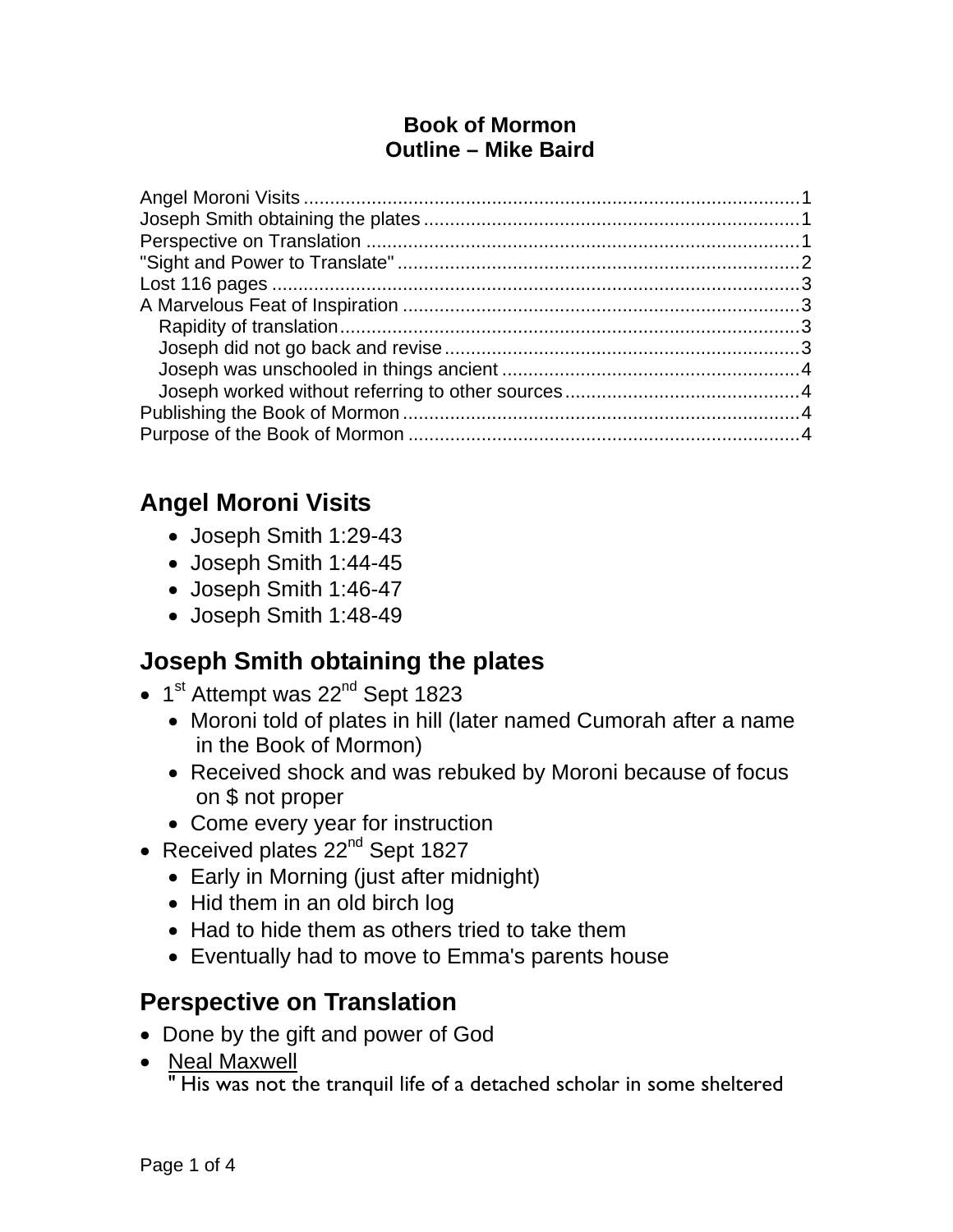**Book of Mormon**
**Outline – Mike Baird**

Angel Moroni Visits .....1
Joseph Smith obtaining the plates .....1
Perspective on Translation .....1
"Sight and Power to Translate" .....2
Lost 116 pages .....3
A Marvelous Feat of Inspiration .....3
  Rapidity of translation .....3
  Joseph did not go back and revise .....3
  Joseph was unschooled in things ancient .....4
  Joseph worked without referring to other sources .....4
Publishing the Book of Mormon .....4
Purpose of the Book of Mormon .....4

## Angel Moroni Visits

- Joseph Smith 1:29-43
- Joseph Smith 1:44-45
- Joseph Smith 1:46-47
- Joseph Smith 1:48-49

## Joseph Smith obtaining the plates

- 1st Attempt was 22nd Sept 1823
  - Moroni told of plates in hill (later named Cumorah after a name in the Book of Mormon)
  - Received shock and was rebuked by Moroni because of focus on $ not proper
  - Come every year for instruction
- Received plates 22nd Sept 1827
  - Early in Morning (just after midnight)
  - Hid them in an old birch log
  - Had to hide them as others tried to take them
  - Eventually had to move to Emma's parents house

## Perspective on Translation

- Done by the gift and power of God
- Neal Maxwell
  " His was not the tranquil life of a detached scholar in some sheltered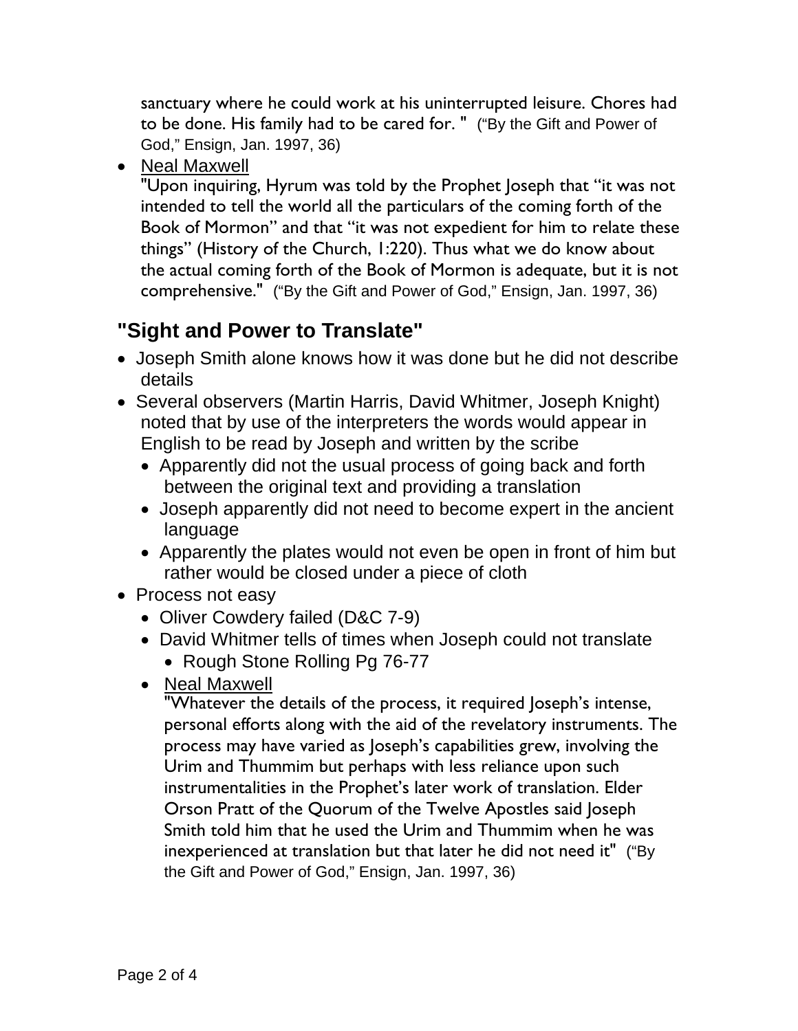sanctuary where he could work at his uninterrupted leisure. Chores had to be done. His family had to be cared for. " ("By the Gift and Power of God," Ensign, Jan. 1997, 36)

- Neal Maxwell
  "Upon inquiring, Hyrum was told by the Prophet Joseph that "it was not intended to tell the world all the particulars of the coming forth of the Book of Mormon" and that "it was not expedient for him to relate these things" (History of the Church, 1:220). Thus what we do know about the actual coming forth of the Book of Mormon is adequate, but it is not comprehensive." ("By the Gift and Power of God," Ensign, Jan. 1997, 36)

## "Sight and Power to Translate"

- Joseph Smith alone knows how it was done but he did not describe details
- Several observers (Martin Harris, David Whitmer, Joseph Knight) noted that by use of the interpreters the words would appear in English to be read by Joseph and written by the scribe
  - Apparently did not the usual process of going back and forth between the original text and providing a translation
  - Joseph apparently did not need to become expert in the ancient language
  - Apparently the plates would not even be open in front of him but rather would be closed under a piece of cloth
- Process not easy
  - Oliver Cowdery failed (D&C 7-9)
  - David Whitmer tells of times when Joseph could not translate
    - Rough Stone Rolling Pg 76-77
  - Neal Maxwell
    "Whatever the details of the process, it required Joseph's intense, personal efforts along with the aid of the revelatory instruments. The process may have varied as Joseph's capabilities grew, involving the Urim and Thummim but perhaps with less reliance upon such instrumentalities in the Prophet's later work of translation. Elder Orson Pratt of the Quorum of the Twelve Apostles said Joseph Smith told him that he used the Urim and Thummim when he was inexperienced at translation but that later he did not need it" ("By the Gift and Power of God," Ensign, Jan. 1997, 36)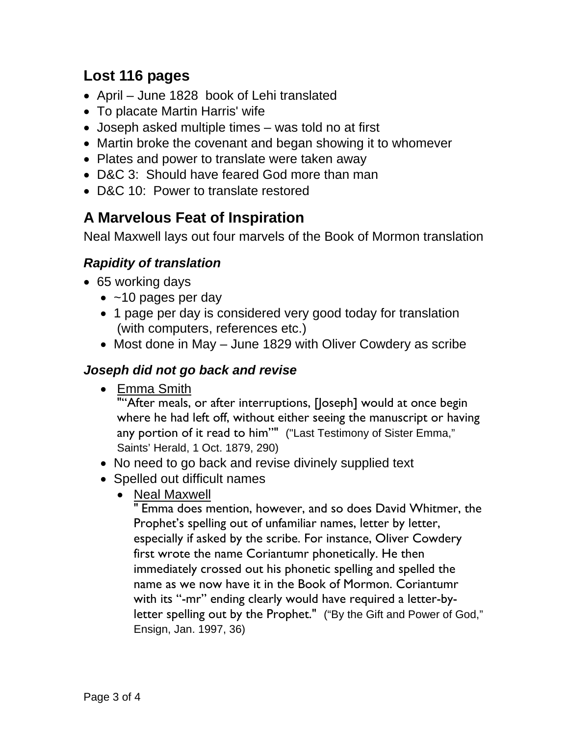## Lost 116 pages

- April – June 1828 book of Lehi translated
- To placate Martin Harris' wife
- Joseph asked multiple times – was told no at first
- Martin broke the covenant and began showing it to whomever
- Plates and power to translate were taken away
- D&C 3: Should have feared God more than man
- D&C 10: Power to translate restored

## A Marvelous Feat of Inspiration

Neal Maxwell lays out four marvels of the Book of Mormon translation

### *Rapidity of translation*

- 65 working days
  - ~10 pages per day
  - 1 page per day is considered very good today for translation (with computers, references etc.)
  - Most done in May – June 1829 with Oliver Cowdery as scribe

### *Joseph did not go back and revise*

- Emma Smith
  "“After meals, or after interruptions, [Joseph] would at once begin where he had left off, without either seeing the manuscript or having any portion of it read to him”" ("Last Testimony of Sister Emma," Saints' Herald, 1 Oct. 1879, 290)
- No need to go back and revise divinely supplied text
- Spelled out difficult names
  - Neal Maxwell
    " Emma does mention, however, and so does David Whitmer, the Prophet's spelling out of unfamiliar names, letter by letter, especially if asked by the scribe. For instance, Oliver Cowdery first wrote the name Coriantumr phonetically. He then immediately crossed out his phonetic spelling and spelled the name as we now have it in the Book of Mormon. Coriantumr with its "-mr" ending clearly would have required a letter-by-letter spelling out by the Prophet." ("By the Gift and Power of God," Ensign, Jan. 1997, 36)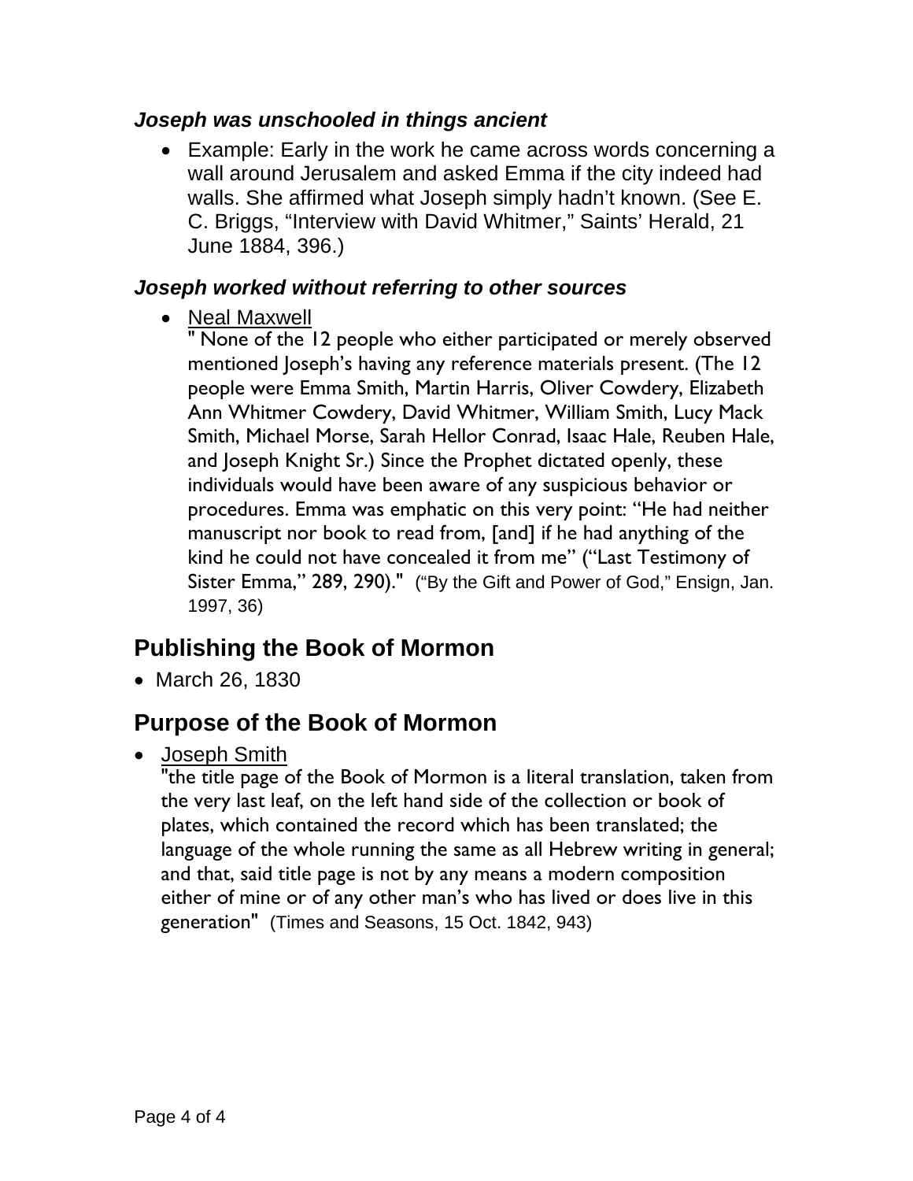### ***Joseph was unschooled in things ancient***

- Example: Early in the work he came across words concerning a wall around Jerusalem and asked Emma if the city indeed had walls. She affirmed what Joseph simply hadn't known. (See E. C. Briggs, "Interview with David Whitmer," Saints' Herald, 21 June 1884, 396.)

### ***Joseph worked without referring to other sources***

- Neal Maxwell
  " None of the 12 people who either participated or merely observed mentioned Joseph's having any reference materials present. (The 12 people were Emma Smith, Martin Harris, Oliver Cowdery, Elizabeth Ann Whitmer Cowdery, David Whitmer, William Smith, Lucy Mack Smith, Michael Morse, Sarah Hellor Conrad, Isaac Hale, Reuben Hale, and Joseph Knight Sr.) Since the Prophet dictated openly, these individuals would have been aware of any suspicious behavior or procedures. Emma was emphatic on this very point: "He had neither manuscript nor book to read from, [and] if he had anything of the kind he could not have concealed it from me" ("Last Testimony of Sister Emma," 289, 290)." ("By the Gift and Power of God," Ensign, Jan. 1997, 36)

## Publishing the Book of Mormon

- March 26, 1830

## Purpose of the Book of Mormon

- Joseph Smith
  "the title page of the Book of Mormon is a literal translation, taken from the very last leaf, on the left hand side of the collection or book of plates, which contained the record which has been translated; the language of the whole running the same as all Hebrew writing in general; and that, said title page is not by any means a modern composition either of mine or of any other man's who has lived or does live in this generation" (Times and Seasons, 15 Oct. 1842, 943)